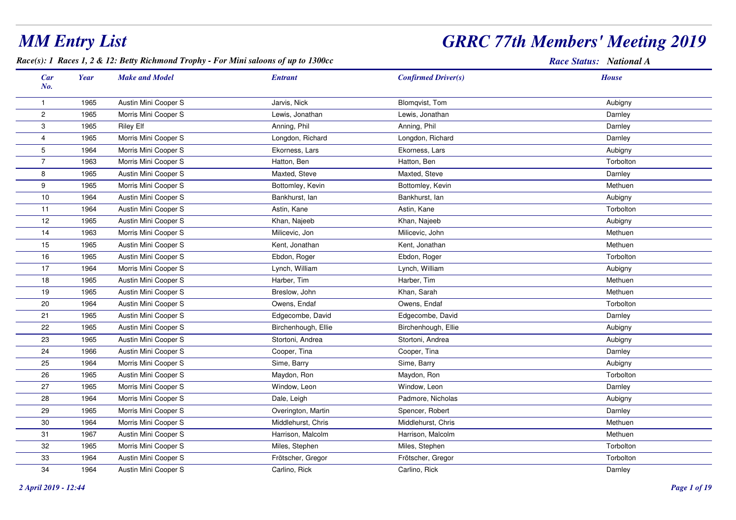# MM Entry List

# GRRC 77th Members' Meeting 2019

***Race(s): 1 Races 1, 2 & 12: Betty Richmond Trophy - For Mini saloons of up to 1300cc***

***Race Status: National A***

| Car No. | Year | Make and Model | Entrant | Confirmed Driver(s) | House |
|---|---|---|---|---|---|
| 1 | 1965 | Austin Mini Cooper S | Jarvis, Nick | Blomqvist, Tom | Aubigny |
| 2 | 1965 | Morris Mini Cooper S | Lewis, Jonathan | Lewis, Jonathan | Darnley |
| 3 | 1965 | Riley Elf | Anning, Phil | Anning, Phil | Darnley |
| 4 | 1965 | Morris Mini Cooper S | Longdon, Richard | Longdon, Richard | Darnley |
| 5 | 1964 | Morris Mini Cooper S | Ekorness, Lars | Ekorness, Lars | Aubigny |
| 7 | 1963 | Morris Mini Cooper S | Hatton, Ben | Hatton, Ben | Torbolton |
| 8 | 1965 | Austin Mini Cooper S | Maxted, Steve | Maxted, Steve | Darnley |
| 9 | 1965 | Morris Mini Cooper S | Bottomley, Kevin | Bottomley, Kevin | Methuen |
| 10 | 1964 | Austin Mini Cooper S | Bankhurst, Ian | Bankhurst, Ian | Aubigny |
| 11 | 1964 | Austin Mini Cooper S | Astin, Kane | Astin, Kane | Torbolton |
| 12 | 1965 | Austin Mini Cooper S | Khan, Najeeb | Khan, Najeeb | Aubigny |
| 14 | 1963 | Morris Mini Cooper S | Milicevic, Jon | Milicevic, John | Methuen |
| 15 | 1965 | Austin Mini Cooper S | Kent, Jonathan | Kent, Jonathan | Methuen |
| 16 | 1965 | Austin Mini Cooper S | Ebdon, Roger | Ebdon, Roger | Torbolton |
| 17 | 1964 | Morris Mini Cooper S | Lynch, William | Lynch, William | Aubigny |
| 18 | 1965 | Austin Mini Cooper S | Harber, Tim | Harber, Tim | Methuen |
| 19 | 1965 | Austin Mini Cooper S | Breslow, John | Khan, Sarah | Methuen |
| 20 | 1964 | Austin Mini Cooper S | Owens, Endaf | Owens, Endaf | Torbolton |
| 21 | 1965 | Austin Mini Cooper S | Edgecombe, David | Edgecombe, David | Darnley |
| 22 | 1965 | Austin Mini Cooper S | Birchenhough, Ellie | Birchenhough, Ellie | Aubigny |
| 23 | 1965 | Austin Mini Cooper S | Stortoni, Andrea | Stortoni, Andrea | Aubigny |
| 24 | 1966 | Austin Mini Cooper S | Cooper, Tina | Cooper, Tina | Darnley |
| 25 | 1964 | Morris Mini Cooper S | Sime, Barry | Sime, Barry | Aubigny |
| 26 | 1965 | Austin Mini Cooper S | Maydon, Ron | Maydon, Ron | Torbolton |
| 27 | 1965 | Morris Mini Cooper S | Window, Leon | Window, Leon | Darnley |
| 28 | 1964 | Morris Mini Cooper S | Dale, Leigh | Padmore, Nicholas | Aubigny |
| 29 | 1965 | Morris Mini Cooper S | Overington, Martin | Spencer, Robert | Darnley |
| 30 | 1964 | Morris Mini Cooper S | Middlehurst, Chris | Middlehurst, Chris | Methuen |
| 31 | 1967 | Austin Mini Cooper S | Harrison, Malcolm | Harrison, Malcolm | Methuen |
| 32 | 1965 | Morris Mini Cooper S | Miles, Stephen | Miles, Stephen | Torbolton |
| 33 | 1964 | Austin Mini Cooper S | Frötscher, Gregor | Frötscher, Gregor | Torbolton |
| 34 | 1964 | Austin Mini Cooper S | Carlino, Rick | Carlino, Rick | Darnley |

*2 April 2019 - 12:44*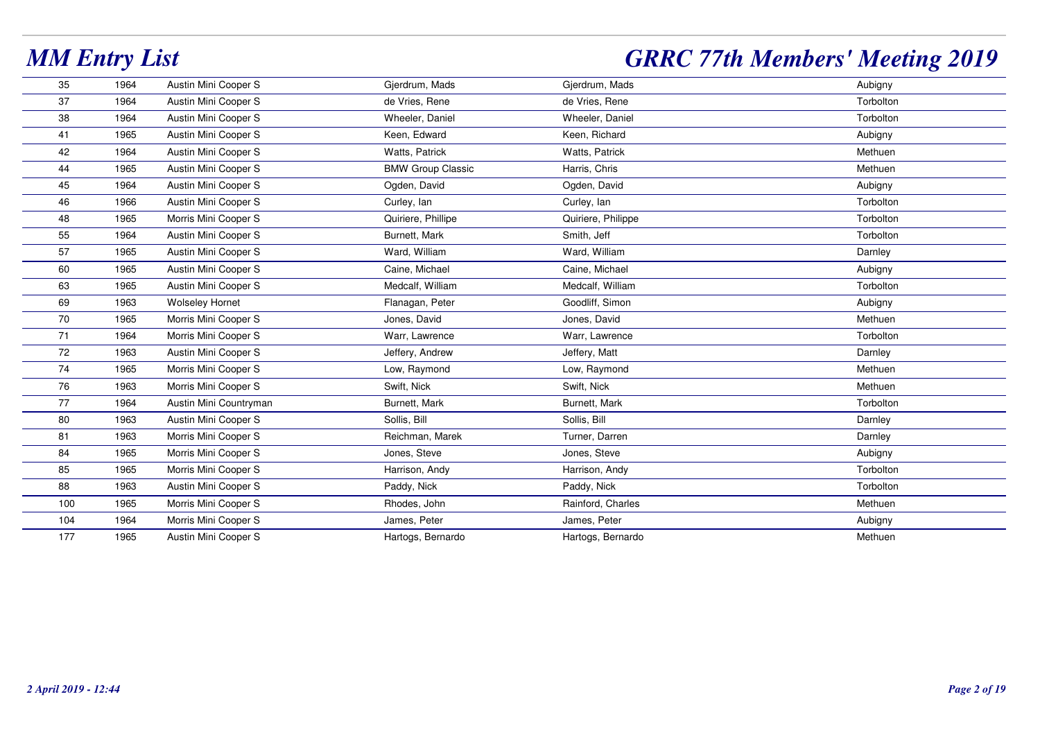| 35 | 1964 | Austin Mini Cooper S | Gjerdrum, Mads | Gjerdrum, Mads | Aubigny |
|---|---|---|---|---|---|
| 37 | 1964 | Austin Mini Cooper S | de Vries, Rene | de Vries, Rene | Torbolton |
| 38 | 1964 | Austin Mini Cooper S | Wheeler, Daniel | Wheeler, Daniel | Torbolton |
| 41 | 1965 | Austin Mini Cooper S | Keen, Edward | Keen, Richard | Aubigny |
| 42 | 1964 | Austin Mini Cooper S | Watts, Patrick | Watts, Patrick | Methuen |
| 44 | 1965 | Austin Mini Cooper S | BMW Group Classic | Harris, Chris | Methuen |
| 45 | 1964 | Austin Mini Cooper S | Ogden, David | Ogden, David | Aubigny |
| 46 | 1966 | Austin Mini Cooper S | Curley, Ian | Curley, Ian | Torbolton |
| 48 | 1965 | Morris Mini Cooper S | Quiriere, Phillipe | Quiriere, Philippe | Torbolton |
| 55 | 1964 | Austin Mini Cooper S | Burnett, Mark | Smith, Jeff | Torbolton |
| 57 | 1965 | Austin Mini Cooper S | Ward, William | Ward, William | Darnley |
| 60 | 1965 | Austin Mini Cooper S | Caine, Michael | Caine, Michael | Aubigny |
| 63 | 1965 | Austin Mini Cooper S | Medcalf, William | Medcalf, William | Torbolton |
| 69 | 1963 | Wolseley Hornet | Flanagan, Peter | Goodliff, Simon | Aubigny |
| 70 | 1965 | Morris Mini Cooper S | Jones, David | Jones, David | Methuen |
| 71 | 1964 | Morris Mini Cooper S | Warr, Lawrence | Warr, Lawrence | Torbolton |
| 72 | 1963 | Austin Mini Cooper S | Jeffery, Andrew | Jeffery, Matt | Darnley |
| 74 | 1965 | Morris Mini Cooper S | Low, Raymond | Low, Raymond | Methuen |
| 76 | 1963 | Morris Mini Cooper S | Swift, Nick | Swift, Nick | Methuen |
| 77 | 1964 | Austin Mini Countryman | Burnett, Mark | Burnett, Mark | Torbolton |
| 80 | 1963 | Austin Mini Cooper S | Sollis, Bill | Sollis, Bill | Darnley |
| 81 | 1963 | Morris Mini Cooper S | Reichman, Marek | Turner, Darren | Darnley |
| 84 | 1965 | Morris Mini Cooper S | Jones, Steve | Jones, Steve | Aubigny |
| 85 | 1965 | Morris Mini Cooper S | Harrison, Andy | Harrison, Andy | Torbolton |
| 88 | 1963 | Austin Mini Cooper S | Paddy, Nick | Paddy, Nick | Torbolton |
| 100 | 1965 | Morris Mini Cooper S | Rhodes, John | Rainford, Charles | Methuen |
| 104 | 1964 | Morris Mini Cooper S | James, Peter | James, Peter | Aubigny |
| 177 | 1965 | Austin Mini Cooper S | Hartogs, Bernardo | Hartogs, Bernardo | Methuen |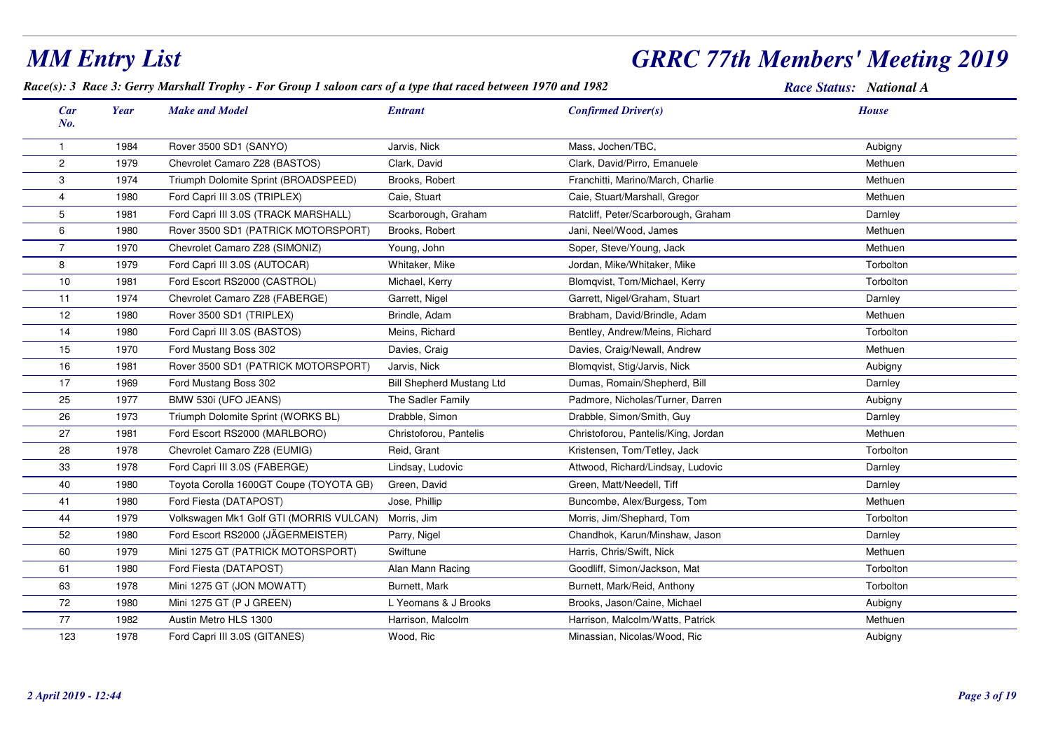# MM Entry List

# GRRC 77th Members' Meeting 2019

***Race(s): 3 Race 3: Gerry Marshall Trophy - For Group 1 saloon cars of a type that raced between 1970 and 1982***

***Race Status: National A***

| Car No. | Year | Make and Model | Entrant | Confirmed Driver(s) | House |
|---|---|---|---|---|---|
| 1 | 1984 | Rover 3500 SD1 (SANYO) | Jarvis, Nick | Mass, Jochen/TBC, | Aubigny |
| 2 | 1979 | Chevrolet Camaro Z28 (BASTOS) | Clark, David | Clark, David/Pirro, Emanuele | Methuen |
| 3 | 1974 | Triumph Dolomite Sprint (BROADSPEED) | Brooks, Robert | Franchitti, Marino/March, Charlie | Methuen |
| 4 | 1980 | Ford Capri III 3.0S (TRIPLEX) | Caie, Stuart | Caie, Stuart/Marshall, Gregor | Methuen |
| 5 | 1981 | Ford Capri III 3.0S (TRACK MARSHALL) | Scarborough, Graham | Ratcliff, Peter/Scarborough, Graham | Darnley |
| 6 | 1980 | Rover 3500 SD1 (PATRICK MOTORSPORT) | Brooks, Robert | Jani, Neel/Wood, James | Methuen |
| 7 | 1970 | Chevrolet Camaro Z28 (SIMONIZ) | Young, John | Soper, Steve/Young, Jack | Methuen |
| 8 | 1979 | Ford Capri III 3.0S (AUTOCAR) | Whitaker, Mike | Jordan, Mike/Whitaker, Mike | Torbolton |
| 10 | 1981 | Ford Escort RS2000 (CASTROL) | Michael, Kerry | Blomqvist, Tom/Michael, Kerry | Torbolton |
| 11 | 1974 | Chevrolet Camaro Z28 (FABERGE) | Garrett, Nigel | Garrett, Nigel/Graham, Stuart | Darnley |
| 12 | 1980 | Rover 3500 SD1 (TRIPLEX) | Brindle, Adam | Brabham, David/Brindle, Adam | Methuen |
| 14 | 1980 | Ford Capri III 3.0S (BASTOS) | Meins, Richard | Bentley, Andrew/Meins, Richard | Torbolton |
| 15 | 1970 | Ford Mustang Boss 302 | Davies, Craig | Davies, Craig/Newall, Andrew | Methuen |
| 16 | 1981 | Rover 3500 SD1 (PATRICK MOTORSPORT) | Jarvis, Nick | Blomqvist, Stig/Jarvis, Nick | Aubigny |
| 17 | 1969 | Ford Mustang Boss 302 | Bill Shepherd Mustang Ltd | Dumas, Romain/Shepherd, Bill | Darnley |
| 25 | 1977 | BMW 530i (UFO JEANS) | The Sadler Family | Padmore, Nicholas/Turner, Darren | Aubigny |
| 26 | 1973 | Triumph Dolomite Sprint (WORKS BL) | Drabble, Simon | Drabble, Simon/Smith, Guy | Darnley |
| 27 | 1981 | Ford Escort RS2000 (MARLBORO) | Christoforou, Pantelis | Christoforou, Pantelis/King, Jordan | Methuen |
| 28 | 1978 | Chevrolet Camaro Z28 (EUMIG) | Reid, Grant | Kristensen, Tom/Tetley, Jack | Torbolton |
| 33 | 1978 | Ford Capri III 3.0S (FABERGE) | Lindsay, Ludovic | Attwood, Richard/Lindsay, Ludovic | Darnley |
| 40 | 1980 | Toyota Corolla 1600GT Coupe (TOYOTA GB) | Green, David | Green, Matt/Needell, Tiff | Darnley |
| 41 | 1980 | Ford Fiesta (DATAPOST) | Jose, Phillip | Buncombe, Alex/Burgess, Tom | Methuen |
| 44 | 1979 | Volkswagen Mk1 Golf GTI (MORRIS VULCAN) | Morris, Jim | Morris, Jim/Shephard, Tom | Torbolton |
| 52 | 1980 | Ford Escort RS2000 (JÃGERMEISTER) | Parry, Nigel | Chandhok, Karun/Minshaw, Jason | Darnley |
| 60 | 1979 | Mini 1275 GT (PATRICK MOTORSPORT) | Swiftune | Harris, Chris/Swift, Nick | Methuen |
| 61 | 1980 | Ford Fiesta (DATAPOST) | Alan Mann Racing | Goodliff, Simon/Jackson, Mat | Torbolton |
| 63 | 1978 | Mini 1275 GT (JON MOWATT) | Burnett, Mark | Burnett, Mark/Reid, Anthony | Torbolton |
| 72 | 1980 | Mini 1275 GT (P J GREEN) | L Yeomans & J Brooks | Brooks, Jason/Caine, Michael | Aubigny |
| 77 | 1982 | Austin Metro HLS 1300 | Harrison, Malcolm | Harrison, Malcolm/Watts, Patrick | Methuen |
| 123 | 1978 | Ford Capri III 3.0S (GITANES) | Wood, Ric | Minassian, Nicolas/Wood, Ric | Aubigny |

*2 April 2019 - 12:44*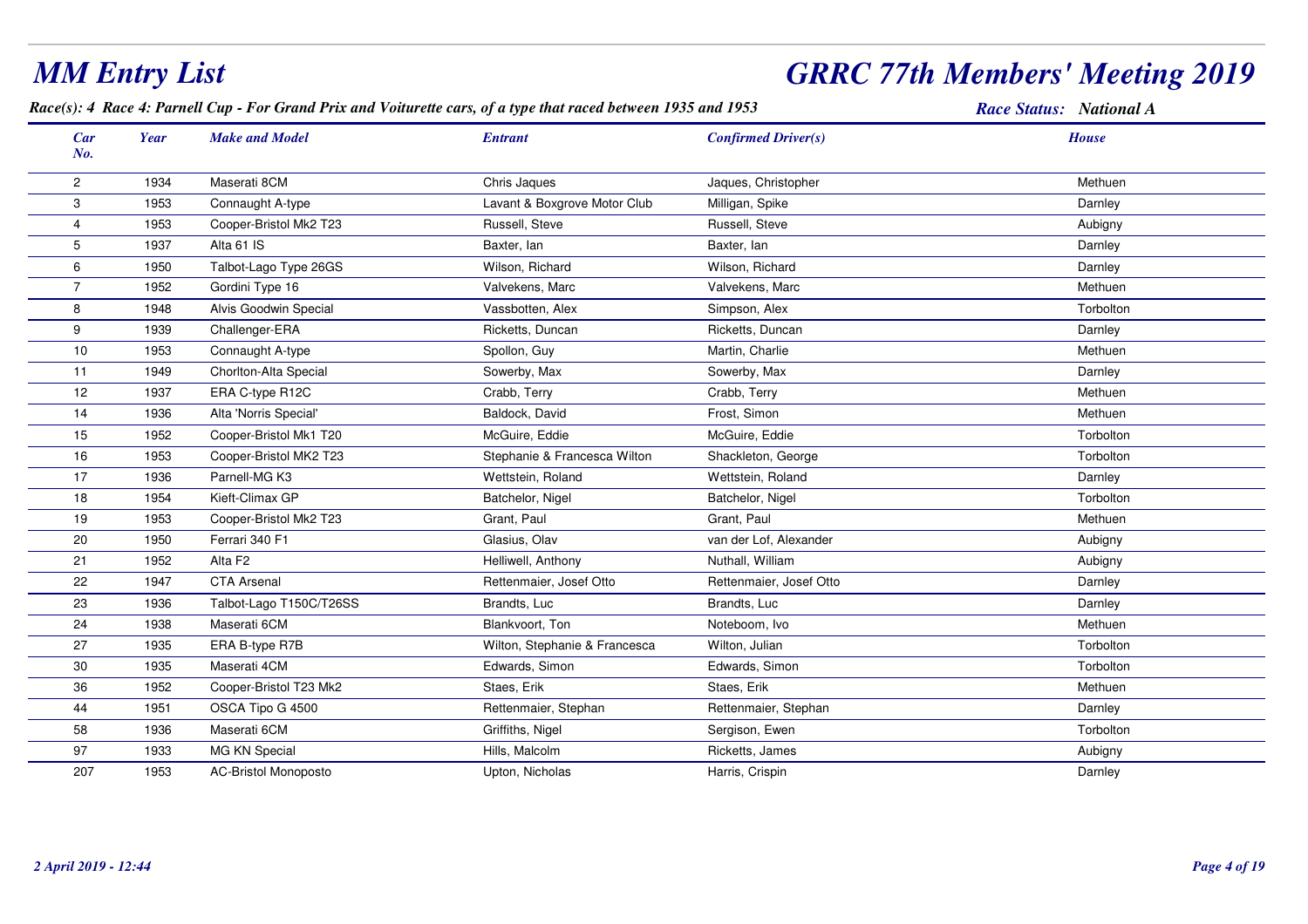# MM Entry List

# GRRC 77th Members' Meeting 2019

***Race(s): 4 Race 4: Parnell Cup - For Grand Prix and Voiturette cars, of a type that raced between 1935 and 1953***

***Race Status: National A***

| Car No. | Year | Make and Model | Entrant | Confirmed Driver(s) | House |
|---|---|---|---|---|---|
| 2 | 1934 | Maserati 8CM | Chris Jaques | Jaques, Christopher | Methuen |
| 3 | 1953 | Connaught A-type | Lavant & Boxgrove Motor Club | Milligan, Spike | Darnley |
| 4 | 1953 | Cooper-Bristol Mk2 T23 | Russell, Steve | Russell, Steve | Aubigny |
| 5 | 1937 | Alta 61 IS | Baxter, Ian | Baxter, Ian | Darnley |
| 6 | 1950 | Talbot-Lago Type 26GS | Wilson, Richard | Wilson, Richard | Darnley |
| 7 | 1952 | Gordini Type 16 | Valvekens, Marc | Valvekens, Marc | Methuen |
| 8 | 1948 | Alvis Goodwin Special | Vassbotten, Alex | Simpson, Alex | Torbolton |
| 9 | 1939 | Challenger-ERA | Ricketts, Duncan | Ricketts, Duncan | Darnley |
| 10 | 1953 | Connaught A-type | Spollon, Guy | Martin, Charlie | Methuen |
| 11 | 1949 | Chorlton-Alta Special | Sowerby, Max | Sowerby, Max | Darnley |
| 12 | 1937 | ERA C-type R12C | Crabb, Terry | Crabb, Terry | Methuen |
| 14 | 1936 | Alta 'Norris Special' | Baldock, David | Frost, Simon | Methuen |
| 15 | 1952 | Cooper-Bristol Mk1 T20 | McGuire, Eddie | McGuire, Eddie | Torbolton |
| 16 | 1953 | Cooper-Bristol MK2 T23 | Stephanie & Francesca Wilton | Shackleton, George | Torbolton |
| 17 | 1936 | Parnell-MG K3 | Wettstein, Roland | Wettstein, Roland | Darnley |
| 18 | 1954 | Kieft-Climax GP | Batchelor, Nigel | Batchelor, Nigel | Torbolton |
| 19 | 1953 | Cooper-Bristol Mk2 T23 | Grant, Paul | Grant, Paul | Methuen |
| 20 | 1950 | Ferrari 340 F1 | Glasius, Olav | van der Lof, Alexander | Aubigny |
| 21 | 1952 | Alta F2 | Helliwell, Anthony | Nuthall, William | Aubigny |
| 22 | 1947 | CTA Arsenal | Rettenmaier, Josef Otto | Rettenmaier, Josef Otto | Darnley |
| 23 | 1936 | Talbot-Lago T150C/T26SS | Brandts, Luc | Brandts, Luc | Darnley |
| 24 | 1938 | Maserati 6CM | Blankvoort, Ton | Noteboom, Ivo | Methuen |
| 27 | 1935 | ERA B-type R7B | Wilton, Stephanie & Francesca | Wilton, Julian | Torbolton |
| 30 | 1935 | Maserati 4CM | Edwards, Simon | Edwards, Simon | Torbolton |
| 36 | 1952 | Cooper-Bristol T23 Mk2 | Staes, Erik | Staes, Erik | Methuen |
| 44 | 1951 | OSCA Tipo G 4500 | Rettenmaier, Stephan | Rettenmaier, Stephan | Darnley |
| 58 | 1936 | Maserati 6CM | Griffiths, Nigel | Sergison, Ewen | Torbolton |
| 97 | 1933 | MG KN Special | Hills, Malcolm | Ricketts, James | Aubigny |
| 207 | 1953 | AC-Bristol Monoposto | Upton, Nicholas | Harris, Crispin | Darnley |

*2 April 2019 - 12:44*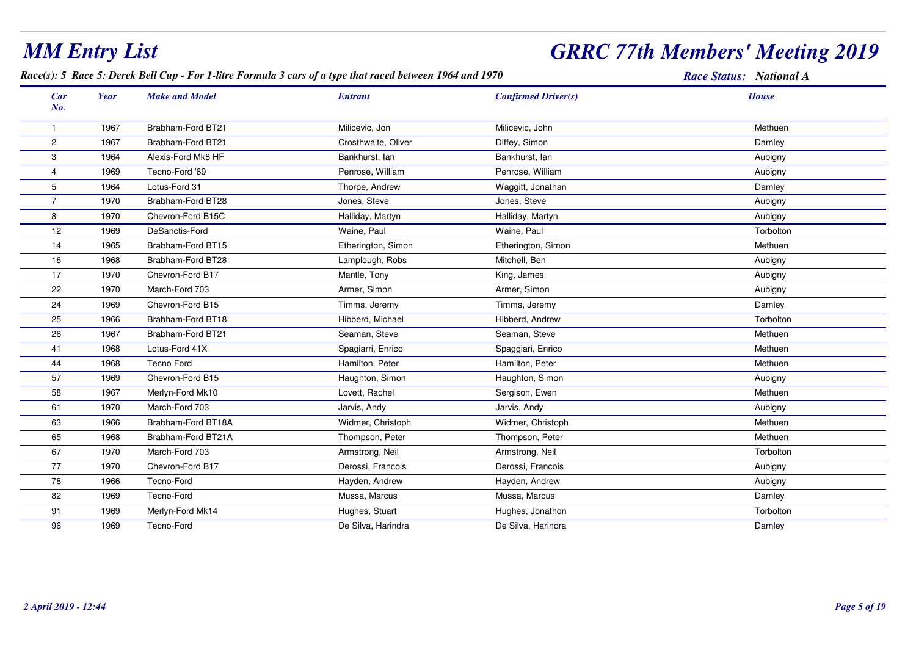# MM Entry List

# GRRC 77th Members' Meeting 2019

***Race(s): 5 Race 5: Derek Bell Cup - For 1-litre Formula 3 cars of a type that raced between 1964 and 1970***

***Race Status: National A***

| Car No. | Year | Make and Model | Entrant | Confirmed Driver(s) | House |
|---|---|---|---|---|---|
| 1 | 1967 | Brabham-Ford BT21 | Milicevic, Jon | Milicevic, John | Methuen |
| 2 | 1967 | Brabham-Ford BT21 | Crosthwaite, Oliver | Diffey, Simon | Darnley |
| 3 | 1964 | Alexis-Ford Mk8 HF | Bankhurst, Ian | Bankhurst, Ian | Aubigny |
| 4 | 1969 | Tecno-Ford '69 | Penrose, William | Penrose, William | Aubigny |
| 5 | 1964 | Lotus-Ford 31 | Thorpe, Andrew | Waggitt, Jonathan | Darnley |
| 7 | 1970 | Brabham-Ford BT28 | Jones, Steve | Jones, Steve | Aubigny |
| 8 | 1970 | Chevron-Ford B15C | Halliday, Martyn | Halliday, Martyn | Aubigny |
| 12 | 1969 | DeSanctis-Ford | Waine, Paul | Waine, Paul | Torbolton |
| 14 | 1965 | Brabham-Ford BT15 | Etherington, Simon | Etherington, Simon | Methuen |
| 16 | 1968 | Brabham-Ford BT28 | Lamplough, Robs | Mitchell, Ben | Aubigny |
| 17 | 1970 | Chevron-Ford B17 | Mantle, Tony | King, James | Aubigny |
| 22 | 1970 | March-Ford 703 | Armer, Simon | Armer, Simon | Aubigny |
| 24 | 1969 | Chevron-Ford B15 | Timms, Jeremy | Timms, Jeremy | Darnley |
| 25 | 1966 | Brabham-Ford BT18 | Hibberd, Michael | Hibberd, Andrew | Torbolton |
| 26 | 1967 | Brabham-Ford BT21 | Seaman, Steve | Seaman, Steve | Methuen |
| 41 | 1968 | Lotus-Ford 41X | Spagiarri, Enrico | Spaggiari, Enrico | Methuen |
| 44 | 1968 | Tecno Ford | Hamilton, Peter | Hamilton, Peter | Methuen |
| 57 | 1969 | Chevron-Ford B15 | Haughton, Simon | Haughton, Simon | Aubigny |
| 58 | 1967 | Merlyn-Ford Mk10 | Lovett, Rachel | Sergison, Ewen | Methuen |
| 61 | 1970 | March-Ford 703 | Jarvis, Andy | Jarvis, Andy | Aubigny |
| 63 | 1966 | Brabham-Ford BT18A | Widmer, Christoph | Widmer, Christoph | Methuen |
| 65 | 1968 | Brabham-Ford BT21A | Thompson, Peter | Thompson, Peter | Methuen |
| 67 | 1970 | March-Ford 703 | Armstrong, Neil | Armstrong, Neil | Torbolton |
| 77 | 1970 | Chevron-Ford B17 | Derossi, Francois | Derossi, Francois | Aubigny |
| 78 | 1966 | Tecno-Ford | Hayden, Andrew | Hayden, Andrew | Aubigny |
| 82 | 1969 | Tecno-Ford | Mussa, Marcus | Mussa, Marcus | Darnley |
| 91 | 1969 | Merlyn-Ford Mk14 | Hughes, Stuart | Hughes, Jonathon | Torbolton |
| 96 | 1969 | Tecno-Ford | De Silva, Harindra | De Silva, Harindra | Darnley |

*2 April 2019 - 12:44*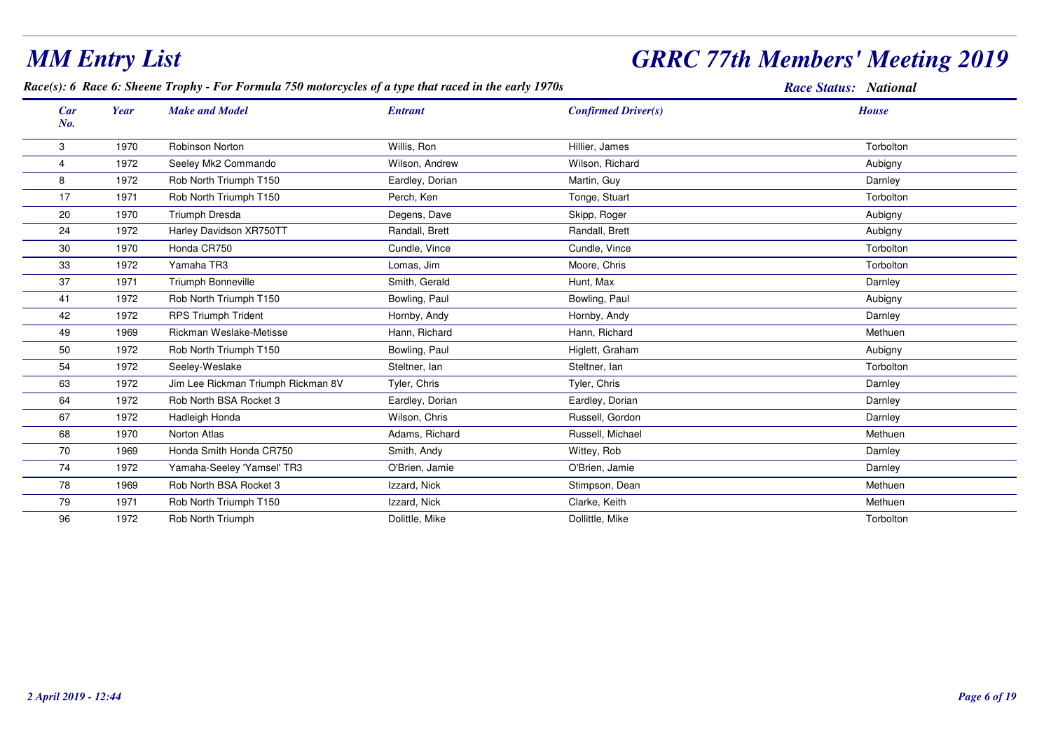# MM Entry List

# GRRC 77th Members' Meeting 2019

*Race(s): 6 Race 6: Sheene Trophy - For Formula 750 motorcycles of a type that raced in the early 1970s*

*Race Status: National*

| Car No. | Year | Make and Model | Entrant | Confirmed Driver(s) | House |
|---|---|---|---|---|---|
| 3 | 1970 | Robinson Norton | Willis, Ron | Hillier, James | Torbolton |
| 4 | 1972 | Seeley Mk2 Commando | Wilson, Andrew | Wilson, Richard | Aubigny |
| 8 | 1972 | Rob North Triumph T150 | Eardley, Dorian | Martin, Guy | Darnley |
| 17 | 1971 | Rob North Triumph T150 | Perch, Ken | Tonge, Stuart | Torbolton |
| 20 | 1970 | Triumph Dresda | Degens, Dave | Skipp, Roger | Aubigny |
| 24 | 1972 | Harley Davidson XR750TT | Randall, Brett | Randall, Brett | Aubigny |
| 30 | 1970 | Honda CR750 | Cundle, Vince | Cundle, Vince | Torbolton |
| 33 | 1972 | Yamaha TR3 | Lomas, Jim | Moore, Chris | Torbolton |
| 37 | 1971 | Triumph Bonneville | Smith, Gerald | Hunt, Max | Darnley |
| 41 | 1972 | Rob North Triumph T150 | Bowling, Paul | Bowling, Paul | Aubigny |
| 42 | 1972 | RPS Triumph Trident | Hornby, Andy | Hornby, Andy | Darnley |
| 49 | 1969 | Rickman Weslake-Metisse | Hann, Richard | Hann, Richard | Methuen |
| 50 | 1972 | Rob North Triumph T150 | Bowling, Paul | Higlett, Graham | Aubigny |
| 54 | 1972 | Seeley-Weslake | Steltner, Ian | Steltner, Ian | Torbolton |
| 63 | 1972 | Jim Lee Rickman Triumph Rickman 8V | Tyler, Chris | Tyler, Chris | Darnley |
| 64 | 1972 | Rob North BSA Rocket 3 | Eardley, Dorian | Eardley, Dorian | Darnley |
| 67 | 1972 | Hadleigh Honda | Wilson, Chris | Russell, Gordon | Darnley |
| 68 | 1970 | Norton Atlas | Adams, Richard | Russell, Michael | Methuen |
| 70 | 1969 | Honda Smith Honda CR750 | Smith, Andy | Wittey, Rob | Darnley |
| 74 | 1972 | Yamaha-Seeley 'Yamsel' TR3 | O'Brien, Jamie | O'Brien, Jamie | Darnley |
| 78 | 1969 | Rob North BSA Rocket 3 | Izzard, Nick | Stimpson, Dean | Methuen |
| 79 | 1971 | Rob North Triumph T150 | Izzard, Nick | Clarke, Keith | Methuen |
| 96 | 1972 | Rob North Triumph | Dolittle, Mike | Dollittle, Mike | Torbolton |

*2 April 2019 - 12:44*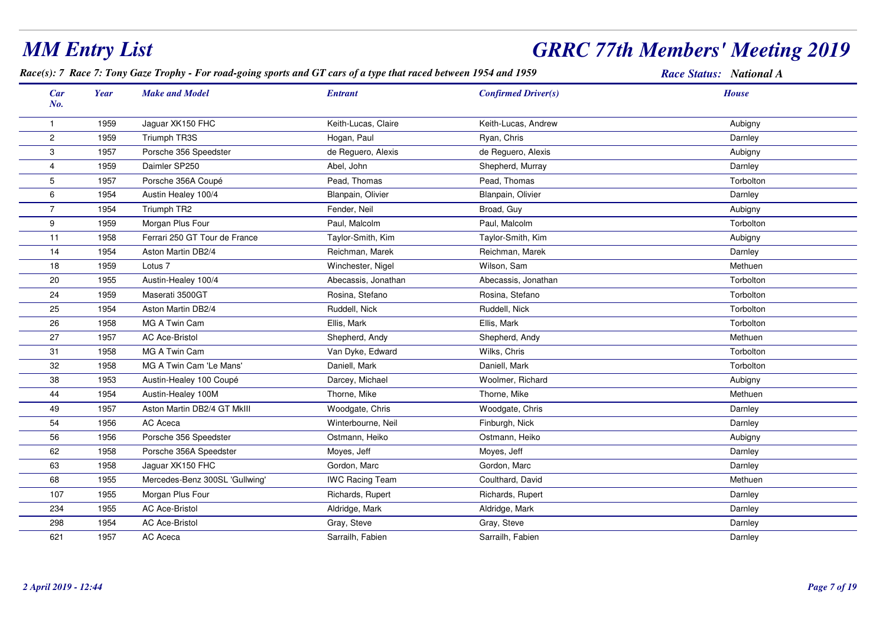# MM Entry List

# GRRC 77th Members' Meeting 2019

***Race(s): 7 Race 7: Tony Gaze Trophy - For road-going sports and GT cars of a type that raced between 1954 and 1959***

***Race Status: National A***

| Car No. | Year | Make and Model | Entrant | Confirmed Driver(s) | House |
|---|---|---|---|---|---|
| 1 | 1959 | Jaguar XK150 FHC | Keith-Lucas, Claire | Keith-Lucas, Andrew | Aubigny |
| 2 | 1959 | Triumph TR3S | Hogan, Paul | Ryan, Chris | Darnley |
| 3 | 1957 | Porsche 356 Speedster | de Reguero, Alexis | de Reguero, Alexis | Aubigny |
| 4 | 1959 | Daimler SP250 | Abel, John | Shepherd, Murray | Darnley |
| 5 | 1957 | Porsche 356A Coupé | Pead, Thomas | Pead, Thomas | Torbolton |
| 6 | 1954 | Austin Healey 100/4 | Blanpain, Olivier | Blanpain, Olivier | Darnley |
| 7 | 1954 | Triumph TR2 | Fender, Neil | Broad, Guy | Aubigny |
| 9 | 1959 | Morgan Plus Four | Paul, Malcolm | Paul, Malcolm | Torbolton |
| 11 | 1958 | Ferrari 250 GT Tour de France | Taylor-Smith, Kim | Taylor-Smith, Kim | Aubigny |
| 14 | 1954 | Aston Martin DB2/4 | Reichman, Marek | Reichman, Marek | Darnley |
| 18 | 1959 | Lotus 7 | Winchester, Nigel | Wilson, Sam | Methuen |
| 20 | 1955 | Austin-Healey 100/4 | Abecassis, Jonathan | Abecassis, Jonathan | Torbolton |
| 24 | 1959 | Maserati 3500GT | Rosina, Stefano | Rosina, Stefano | Torbolton |
| 25 | 1954 | Aston Martin DB2/4 | Ruddell, Nick | Ruddell, Nick | Torbolton |
| 26 | 1958 | MG A Twin Cam | Ellis, Mark | Ellis, Mark | Torbolton |
| 27 | 1957 | AC Ace-Bristol | Shepherd, Andy | Shepherd, Andy | Methuen |
| 31 | 1958 | MG A Twin Cam | Van Dyke, Edward | Wilks, Chris | Torbolton |
| 32 | 1958 | MG A Twin Cam 'Le Mans' | Daniell, Mark | Daniell, Mark | Torbolton |
| 38 | 1953 | Austin-Healey 100 Coupé | Darcey, Michael | Woolmer, Richard | Aubigny |
| 44 | 1954 | Austin-Healey 100M | Thorne, Mike | Thorne, Mike | Methuen |
| 49 | 1957 | Aston Martin DB2/4 GT MkIII | Woodgate, Chris | Woodgate, Chris | Darnley |
| 54 | 1956 | AC Aceca | Winterbourne, Neil | Finburgh, Nick | Darnley |
| 56 | 1956 | Porsche 356 Speedster | Ostmann, Heiko | Ostmann, Heiko | Aubigny |
| 62 | 1958 | Porsche 356A Speedster | Moyes, Jeff | Moyes, Jeff | Darnley |
| 63 | 1958 | Jaguar XK150 FHC | Gordon, Marc | Gordon, Marc | Darnley |
| 68 | 1955 | Mercedes-Benz 300SL 'Gullwing' | IWC Racing Team | Coulthard, David | Methuen |
| 107 | 1955 | Morgan Plus Four | Richards, Rupert | Richards, Rupert | Darnley |
| 234 | 1955 | AC Ace-Bristol | Aldridge, Mark | Aldridge, Mark | Darnley |
| 298 | 1954 | AC Ace-Bristol | Gray, Steve | Gray, Steve | Darnley |
| 621 | 1957 | AC Aceca | Sarrailh, Fabien | Sarrailh, Fabien | Darnley |

*2 April 2019 - 12:44*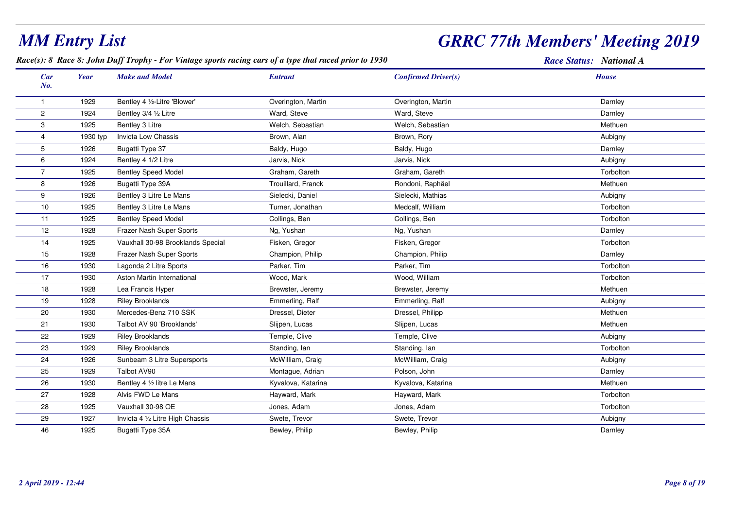# MM Entry List

# GRRC 77th Members' Meeting 2019

***Race(s): 8 Race 8: John Duff Trophy - For Vintage sports racing cars of a type that raced prior to 1930***

***Race Status: National A***

| Car No. | Year | Make and Model | Entrant | Confirmed Driver(s) | House |
|---|---|---|---|---|---|
| 1 | 1929 | Bentley 4 ½-Litre 'Blower' | Overington, Martin | Overington, Martin | Darnley |
| 2 | 1924 | Bentley 3/4 ½ Litre | Ward, Steve | Ward, Steve | Darnley |
| 3 | 1925 | Bentley 3 Litre | Welch, Sebastian | Welch, Sebastian | Methuen |
| 4 | 1930 typ | Invicta Low Chassis | Brown, Alan | Brown, Rory | Aubigny |
| 5 | 1926 | Bugatti Type 37 | Baldy, Hugo | Baldy, Hugo | Darnley |
| 6 | 1924 | Bentley 4 1/2 Litre | Jarvis, Nick | Jarvis, Nick | Aubigny |
| 7 | 1925 | Bentley Speed Model | Graham, Gareth | Graham, Gareth | Torbolton |
| 8 | 1926 | Bugatti Type 39A | Trouillard, Franck | Rondoni, Raphäel | Methuen |
| 9 | 1926 | Bentley 3 Litre Le Mans | Sielecki, Daniel | Sielecki, Mathias | Aubigny |
| 10 | 1925 | Bentley 3 Litre Le Mans | Turner, Jonathan | Medcalf, William | Torbolton |
| 11 | 1925 | Bentley Speed Model | Collings, Ben | Collings, Ben | Torbolton |
| 12 | 1928 | Frazer Nash Super Sports | Ng, Yushan | Ng, Yushan | Darnley |
| 14 | 1925 | Vauxhall 30-98 Brooklands Special | Fisken, Gregor | Fisken, Gregor | Torbolton |
| 15 | 1928 | Frazer Nash Super Sports | Champion, Philip | Champion, Philip | Darnley |
| 16 | 1930 | Lagonda 2 Litre Sports | Parker, Tim | Parker, Tim | Torbolton |
| 17 | 1930 | Aston Martin International | Wood, Mark | Wood, William | Torbolton |
| 18 | 1928 | Lea Francis Hyper | Brewster, Jeremy | Brewster, Jeremy | Methuen |
| 19 | 1928 | Riley Brooklands | Emmerling, Ralf | Emmerling, Ralf | Aubigny |
| 20 | 1930 | Mercedes-Benz 710 SSK | Dressel, Dieter | Dressel, Philipp | Methuen |
| 21 | 1930 | Talbot AV 90 'Brooklands' | Slijpen, Lucas | Slijpen, Lucas | Methuen |
| 22 | 1929 | Riley Brooklands | Temple, Clive | Temple, Clive | Aubigny |
| 23 | 1929 | Riley Brooklands | Standing, Ian | Standing, Ian | Torbolton |
| 24 | 1926 | Sunbeam 3 Litre Supersports | McWilliam, Craig | McWilliam, Craig | Aubigny |
| 25 | 1929 | Talbot AV90 | Montague, Adrian | Polson, John | Darnley |
| 26 | 1930 | Bentley 4 ½ litre Le Mans | Kyvalova, Katarina | Kyvalova, Katarina | Methuen |
| 27 | 1928 | Alvis FWD Le Mans | Hayward, Mark | Hayward, Mark | Torbolton |
| 28 | 1925 | Vauxhall 30-98 OE | Jones, Adam | Jones, Adam | Torbolton |
| 29 | 1927 | Invicta 4 ½ Litre High Chassis | Swete, Trevor | Swete, Trevor | Aubigny |
| 46 | 1925 | Bugatti Type 35A | Bewley, Philip | Bewley, Philip | Darnley |

*2 April 2019 - 12:44*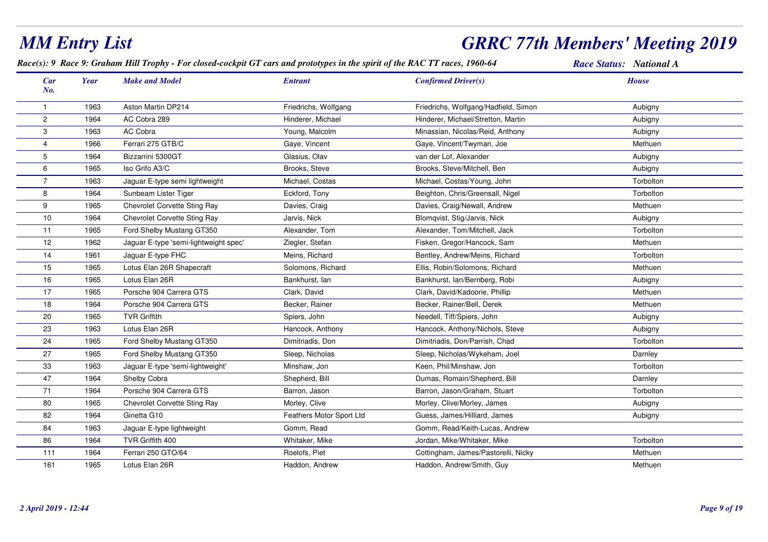# MM Entry List

# GRRC 77th Members' Meeting 2019

*Race(s): 9 Race 9: Graham Hill Trophy - For closed-cockpit GT cars and prototypes in the spirit of the RAC TT races, 1960-64*

*Race Status: National A*

| Car No. | Year | Make and Model | Entrant | Confirmed Driver(s) | House |
|---|---|---|---|---|---|
| 1 | 1963 | Aston Martin DP214 | Friedrichs, Wolfgang | Friedrichs, Wolfgang/Hadfield, Simon | Aubigny |
| 2 | 1964 | AC Cobra 289 | Hinderer, Michael | Hinderer, Michael/Stretton, Martin | Aubigny |
| 3 | 1963 | AC Cobra | Young, Malcolm | Minassian, Nicolas/Reid, Anthony | Aubigny |
| 4 | 1966 | Ferrari 275 GTB/C | Gaye, Vincent | Gaye, Vincent/Twyman, Joe | Methuen |
| 5 | 1964 | Bizzarrini 5300GT | Glasius, Olav | van der Lof, Alexander | Aubigny |
| 6 | 1965 | Iso Grifo A3/C | Brooks, Steve | Brooks, Steve/Mitchell, Ben | Aubigny |
| 7 | 1963 | Jaguar E-type semi lightweight | Michael, Costas | Michael, Costas/Young, John | Torbolton |
| 8 | 1964 | Sunbeam Lister Tiger | Eckford, Tony | Beighton, Chris/Greensall, Nigel | Torbolton |
| 9 | 1965 | Chevrolet Corvette Sting Ray | Davies, Craig | Davies, Craig/Newall, Andrew | Methuen |
| 10 | 1964 | Chevrolet Corvette Sting Ray | Jarvis, Nick | Blomqvist, Stig/Jarvis, Nick | Aubigny |
| 11 | 1965 | Ford Shelby Mustang GT350 | Alexander, Tom | Alexander, Tom/Mitchell, Jack | Torbolton |
| 12 | 1962 | Jaguar E-type 'semi-lightweight spec' | Ziegler, Stefan | Fisken, Gregor/Hancock, Sam | Methuen |
| 14 | 1961 | Jaguar E-type FHC | Meins, Richard | Bentley, Andrew/Meins, Richard | Torbolton |
| 15 | 1965 | Lotus Elan 26R Shapecraft | Solomons, Richard | Ellis, Robin/Solomons, Richard | Methuen |
| 16 | 1965 | Lotus Elan 26R | Bankhurst, Ian | Bankhurst, Ian/Bernberg, Robi | Aubigny |
| 17 | 1965 | Porsche 904 Carrera GTS | Clark, David | Clark, David/Kadoorie, Phillip | Methuen |
| 18 | 1964 | Porsche 904 Carrera GTS | Becker, Rainer | Becker, Rainer/Bell, Derek | Methuen |
| 20 | 1965 | TVR Griffith | Spiers, John | Needell, Tiff/Spiers, John | Aubigny |
| 23 | 1963 | Lotus Elan 26R | Hancock, Anthony | Hancock, Anthony/Nichols, Steve | Aubigny |
| 24 | 1965 | Ford Shelby Mustang GT350 | Dimitriadis, Don | Dimitriadis, Don/Parrish, Chad | Torbolton |
| 27 | 1965 | Ford Shelby Mustang GT350 | Sleep, Nicholas | Sleep, Nicholas/Wykeham, Joel | Darnley |
| 33 | 1963 | Jaguar E-type 'semi-lightweight' | Minshaw, Jon | Keen, Phil/Minshaw, Jon | Torbolton |
| 47 | 1964 | Shelby Cobra | Shepherd, Bill | Dumas, Romain/Shepherd, Bill | Darnley |
| 71 | 1964 | Porsche 904 Carrera GTS | Barron, Jason | Barron, Jason/Graham, Stuart | Torbolton |
| 80 | 1965 | Chevrolet Corvette Sting Ray | Morley, Clive | Morley, Clive/Morley, James | Aubigny |
| 82 | 1964 | Ginetta G10 | Feathers Motor Sport Ltd | Guess, James/Hilliard, James | Aubigny |
| 84 | 1963 | Jaguar E-type lightweight | Gomm, Read | Gomm, Read/Keith-Lucas, Andrew | |
| 86 | 1964 | TVR Griffith 400 | Whitaker, Mike | Jordan, Mike/Whitaker, Mike | Torbolton |
| 111 | 1964 | Ferrari 250 GTO/64 | Roelofs, Piet | Cottingham, James/Pastorelli, Nicky | Methuen |
| 161 | 1965 | Lotus Elan 26R | Haddon, Andrew | Haddon, Andrew/Smith, Guy | Methuen |

*2 April 2019 - 12:44*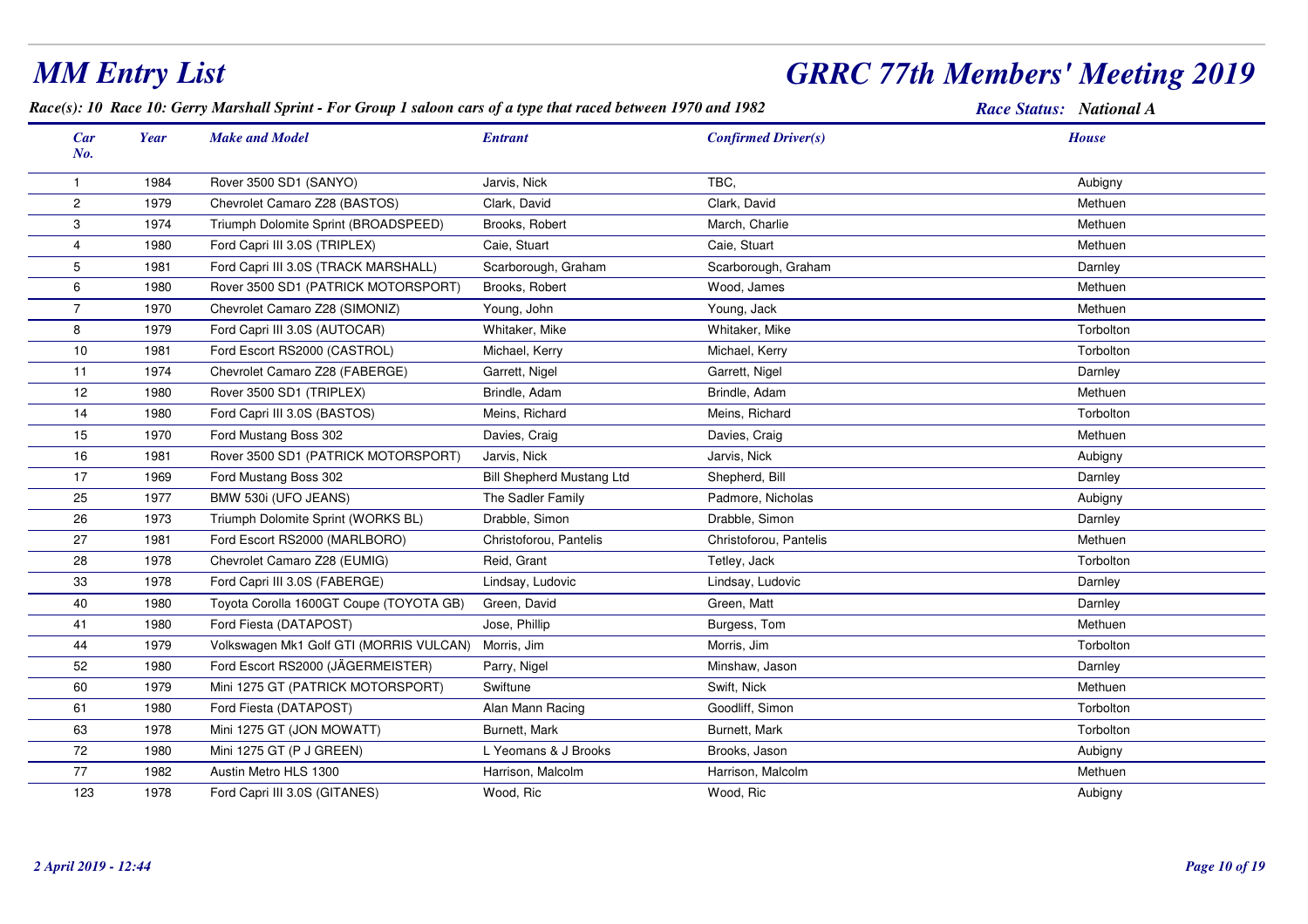# MM Entry List

# GRRC 77th Members' Meeting 2019

***Race(s): 10 Race 10: Gerry Marshall Sprint - For Group 1 saloon cars of a type that raced between 1970 and 1982***

***Race Status: National A***

| Car No. | Year | Make and Model | Entrant | Confirmed Driver(s) | House |
|---|---|---|---|---|---|
| 1 | 1984 | Rover 3500 SD1 (SANYO) | Jarvis, Nick | TBC, | Aubigny |
| 2 | 1979 | Chevrolet Camaro Z28 (BASTOS) | Clark, David | Clark, David | Methuen |
| 3 | 1974 | Triumph Dolomite Sprint (BROADSPEED) | Brooks, Robert | March, Charlie | Methuen |
| 4 | 1980 | Ford Capri III 3.0S (TRIPLEX) | Caie, Stuart | Caie, Stuart | Methuen |
| 5 | 1981 | Ford Capri III 3.0S (TRACK MARSHALL) | Scarborough, Graham | Scarborough, Graham | Darnley |
| 6 | 1980 | Rover 3500 SD1 (PATRICK MOTORSPORT) | Brooks, Robert | Wood, James | Methuen |
| 7 | 1970 | Chevrolet Camaro Z28 (SIMONIZ) | Young, John | Young, Jack | Methuen |
| 8 | 1979 | Ford Capri III 3.0S (AUTOCAR) | Whitaker, Mike | Whitaker, Mike | Torbolton |
| 10 | 1981 | Ford Escort RS2000 (CASTROL) | Michael, Kerry | Michael, Kerry | Torbolton |
| 11 | 1974 | Chevrolet Camaro Z28 (FABERGE) | Garrett, Nigel | Garrett, Nigel | Darnley |
| 12 | 1980 | Rover 3500 SD1 (TRIPLEX) | Brindle, Adam | Brindle, Adam | Methuen |
| 14 | 1980 | Ford Capri III 3.0S (BASTOS) | Meins, Richard | Meins, Richard | Torbolton |
| 15 | 1970 | Ford Mustang Boss 302 | Davies, Craig | Davies, Craig | Methuen |
| 16 | 1981 | Rover 3500 SD1 (PATRICK MOTORSPORT) | Jarvis, Nick | Jarvis, Nick | Aubigny |
| 17 | 1969 | Ford Mustang Boss 302 | Bill Shepherd Mustang Ltd | Shepherd, Bill | Darnley |
| 25 | 1977 | BMW 530i (UFO JEANS) | The Sadler Family | Padmore, Nicholas | Aubigny |
| 26 | 1973 | Triumph Dolomite Sprint (WORKS BL) | Drabble, Simon | Drabble, Simon | Darnley |
| 27 | 1981 | Ford Escort RS2000 (MARLBORO) | Christoforou, Pantelis | Christoforou, Pantelis | Methuen |
| 28 | 1978 | Chevrolet Camaro Z28 (EUMIG) | Reid, Grant | Tetley, Jack | Torbolton |
| 33 | 1978 | Ford Capri III 3.0S (FABERGE) | Lindsay, Ludovic | Lindsay, Ludovic | Darnley |
| 40 | 1980 | Toyota Corolla 1600GT Coupe (TOYOTA GB) | Green, David | Green, Matt | Darnley |
| 41 | 1980 | Ford Fiesta (DATAPOST) | Jose, Phillip | Burgess, Tom | Methuen |
| 44 | 1979 | Volkswagen Mk1 Golf GTI (MORRIS VULCAN) | Morris, Jim | Morris, Jim | Torbolton |
| 52 | 1980 | Ford Escort RS2000 (JÃGERMEISTER) | Parry, Nigel | Minshaw, Jason | Darnley |
| 60 | 1979 | Mini 1275 GT (PATRICK MOTORSPORT) | Swiftune | Swift, Nick | Methuen |
| 61 | 1980 | Ford Fiesta (DATAPOST) | Alan Mann Racing | Goodliff, Simon | Torbolton |
| 63 | 1978 | Mini 1275 GT (JON MOWATT) | Burnett, Mark | Burnett, Mark | Torbolton |
| 72 | 1980 | Mini 1275 GT (P J GREEN) | L Yeomans & J Brooks | Brooks, Jason | Aubigny |
| 77 | 1982 | Austin Metro HLS 1300 | Harrison, Malcolm | Harrison, Malcolm | Methuen |
| 123 | 1978 | Ford Capri III 3.0S (GITANES) | Wood, Ric | Wood, Ric | Aubigny |

*2 April 2019 - 12:44*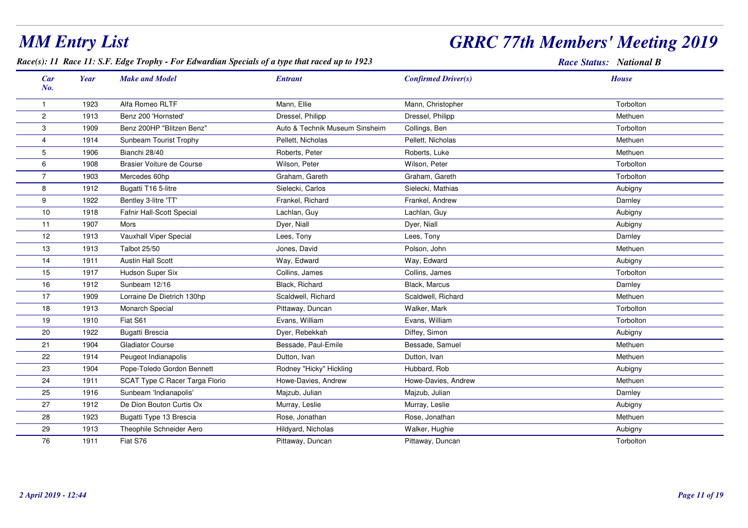# MM Entry List

# GRRC 77th Members' Meeting 2019

***Race(s): 11 Race 11: S.F. Edge Trophy - For Edwardian Specials of a type that raced up to 1923***

***Race Status: National B***

| Car No. | Year | Make and Model | Entrant | Confirmed Driver(s) | House |
|---|---|---|---|---|---|
| 1 | 1923 | Alfa Romeo RLTF | Mann, Ellie | Mann, Christopher | Torbolton |
| 2 | 1913 | Benz 200 'Hornsted' | Dressel, Philipp | Dressel, Philipp | Methuen |
| 3 | 1909 | Benz 200HP "Blitzen Benz" | Auto & Technik Museum Sinsheim | Collings, Ben | Torbolton |
| 4 | 1914 | Sunbeam Tourist Trophy | Pellett, Nicholas | Pellett, Nicholas | Methuen |
| 5 | 1906 | Bianchi 28/40 | Roberts, Peter | Roberts, Luke | Methuen |
| 6 | 1908 | Brasier Voiture de Course | Wilson, Peter | Wilson, Peter | Torbolton |
| 7 | 1903 | Mercedes 60hp | Graham, Gareth | Graham, Gareth | Torbolton |
| 8 | 1912 | Bugatti T16 5-litre | Sielecki, Carlos | Sielecki, Mathias | Aubigny |
| 9 | 1922 | Bentley 3-litre 'TT' | Frankel, Richard | Frankel, Andrew | Darnley |
| 10 | 1918 | Fafnir Hall-Scott Special | Lachlan, Guy | Lachlan, Guy | Aubigny |
| 11 | 1907 | Mors | Dyer, Niall | Dyer, Niall | Aubigny |
| 12 | 1913 | Vauxhall Viper Special | Lees, Tony | Lees, Tony | Darnley |
| 13 | 1913 | Talbot 25/50 | Jones, David | Polson, John | Methuen |
| 14 | 1911 | Austin Hall Scott | Way, Edward | Way, Edward | Aubigny |
| 15 | 1917 | Hudson Super Six | Collins, James | Collins, James | Torbolton |
| 16 | 1912 | Sunbeam 12/16 | Black, Richard | Black, Marcus | Darnley |
| 17 | 1909 | Lorraine De Dietrich 130hp | Scaldwell, Richard | Scaldwell, Richard | Methuen |
| 18 | 1913 | Monarch Special | Pittaway, Duncan | Walker, Mark | Torbolton |
| 19 | 1910 | Fiat S61 | Evans, William | Evans, William | Torbolton |
| 20 | 1922 | Bugatti Brescia | Dyer, Rebekkah | Diffey, Simon | Aubigny |
| 21 | 1904 | Gladiator Course | Bessade, Paul-Emile | Bessade, Samuel | Methuen |
| 22 | 1914 | Peugeot Indianapolis | Dutton, Ivan | Dutton, Ivan | Methuen |
| 23 | 1904 | Pope-Toledo Gordon Bennett | Rodney "Hicky" Hickling | Hubbard, Rob | Aubigny |
| 24 | 1911 | SCAT Type C Racer Targa Florio | Howe-Davies, Andrew | Howe-Davies, Andrew | Methuen |
| 25 | 1916 | Sunbeam 'Indianapolis' | Majzub, Julian | Majzub, Julian | Darnley |
| 27 | 1912 | De Dion Bouton Curtis Ox | Murray, Leslie | Murray, Leslie | Aubigny |
| 28 | 1923 | Bugatti Type 13 Brescia | Rose, Jonathan | Rose, Jonathan | Methuen |
| 29 | 1913 | Theophile Schneider Aero | Hildyard, Nicholas | Walker, Hughie | Aubigny |
| 76 | 1911 | Fiat S76 | Pittaway, Duncan | Pittaway, Duncan | Torbolton |

*2 April 2019 - 12:44*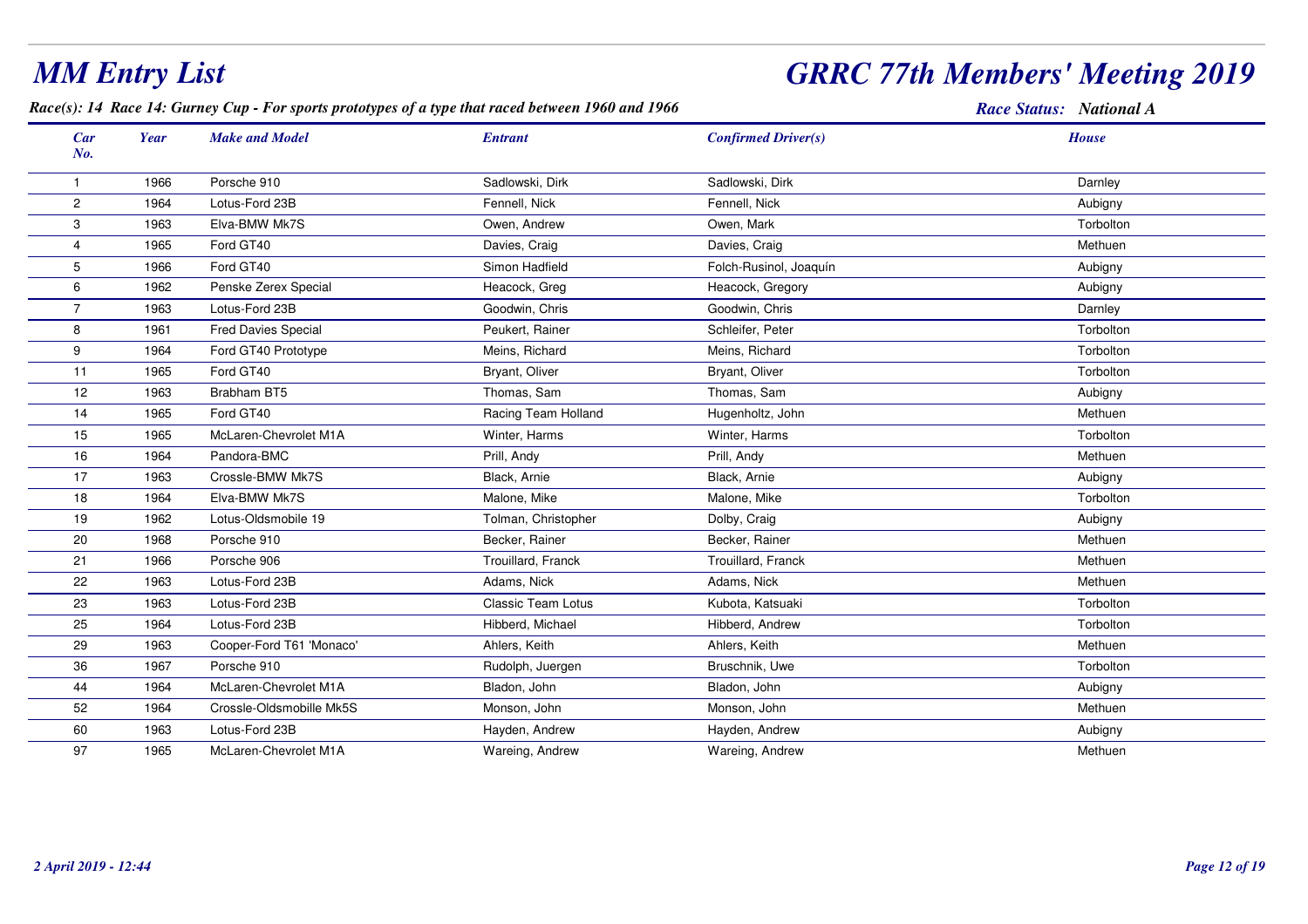# MM Entry List

# GRRC 77th Members' Meeting 2019

***Race(s): 14 Race 14: Gurney Cup - For sports prototypes of a type that raced between 1960 and 1966***

***Race Status: National A***

| Car No. | Year | Make and Model | Entrant | Confirmed Driver(s) | House |
|---|---|---|---|---|---|
| 1 | 1966 | Porsche 910 | Sadlowski, Dirk | Sadlowski, Dirk | Darnley |
| 2 | 1964 | Lotus-Ford 23B | Fennell, Nick | Fennell, Nick | Aubigny |
| 3 | 1963 | Elva-BMW Mk7S | Owen, Andrew | Owen, Mark | Torbolton |
| 4 | 1965 | Ford GT40 | Davies, Craig | Davies, Craig | Methuen |
| 5 | 1966 | Ford GT40 | Simon Hadfield | Folch-Rusinol, Joaquín | Aubigny |
| 6 | 1962 | Penske Zerex Special | Heacock, Greg | Heacock, Gregory | Aubigny |
| 7 | 1963 | Lotus-Ford 23B | Goodwin, Chris | Goodwin, Chris | Darnley |
| 8 | 1961 | Fred Davies Special | Peukert, Rainer | Schleifer, Peter | Torbolton |
| 9 | 1964 | Ford GT40 Prototype | Meins, Richard | Meins, Richard | Torbolton |
| 11 | 1965 | Ford GT40 | Bryant, Oliver | Bryant, Oliver | Torbolton |
| 12 | 1963 | Brabham BT5 | Thomas, Sam | Thomas, Sam | Aubigny |
| 14 | 1965 | Ford GT40 | Racing Team Holland | Hugenholtz, John | Methuen |
| 15 | 1965 | McLaren-Chevrolet M1A | Winter, Harms | Winter, Harms | Torbolton |
| 16 | 1964 | Pandora-BMC | Prill, Andy | Prill, Andy | Methuen |
| 17 | 1963 | Crossle-BMW Mk7S | Black, Arnie | Black, Arnie | Aubigny |
| 18 | 1964 | Elva-BMW Mk7S | Malone, Mike | Malone, Mike | Torbolton |
| 19 | 1962 | Lotus-Oldsmobile 19 | Tolman, Christopher | Dolby, Craig | Aubigny |
| 20 | 1968 | Porsche 910 | Becker, Rainer | Becker, Rainer | Methuen |
| 21 | 1966 | Porsche 906 | Trouillard, Franck | Trouillard, Franck | Methuen |
| 22 | 1963 | Lotus-Ford 23B | Adams, Nick | Adams, Nick | Methuen |
| 23 | 1963 | Lotus-Ford 23B | Classic Team Lotus | Kubota, Katsuaki | Torbolton |
| 25 | 1964 | Lotus-Ford 23B | Hibberd, Michael | Hibberd, Andrew | Torbolton |
| 29 | 1963 | Cooper-Ford T61 'Monaco' | Ahlers, Keith | Ahlers, Keith | Methuen |
| 36 | 1967 | Porsche 910 | Rudolph, Juergen | Bruschnik, Uwe | Torbolton |
| 44 | 1964 | McLaren-Chevrolet M1A | Bladon, John | Bladon, John | Aubigny |
| 52 | 1964 | Crossle-Oldsmobille Mk5S | Monson, John | Monson, John | Methuen |
| 60 | 1963 | Lotus-Ford 23B | Hayden, Andrew | Hayden, Andrew | Aubigny |
| 97 | 1965 | McLaren-Chevrolet M1A | Wareing, Andrew | Wareing, Andrew | Methuen |

*2 April 2019 - 12:44*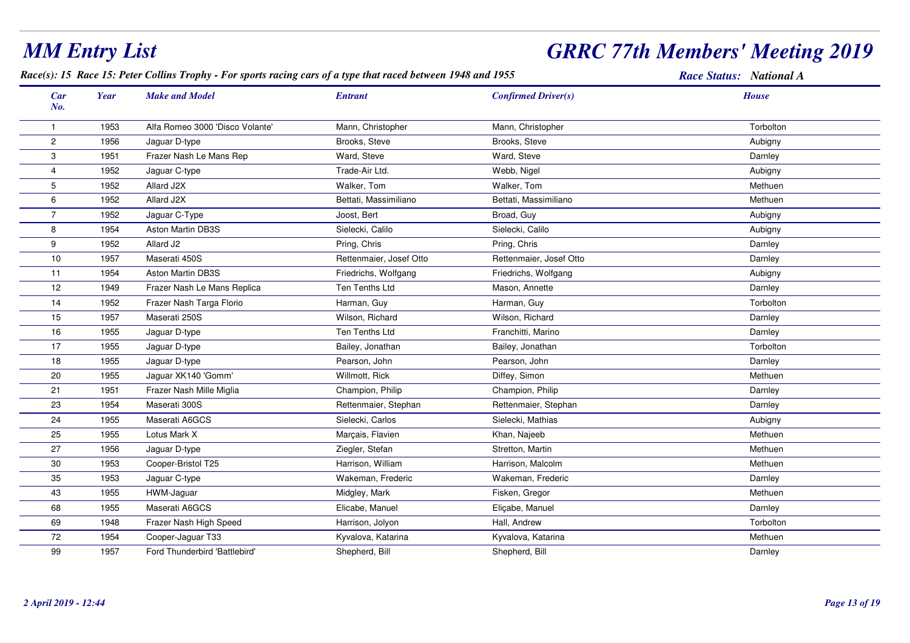# MM Entry List

# GRRC 77th Members' Meeting 2019

***Race(s): 15 Race 15: Peter Collins Trophy - For sports racing cars of a type that raced between 1948 and 1955***

***Race Status: National A***

| Car No. | Year | Make and Model | Entrant | Confirmed Driver(s) | House |
|---|---|---|---|---|---|
| 1 | 1953 | Alfa Romeo 3000 'Disco Volante' | Mann, Christopher | Mann, Christopher | Torbolton |
| 2 | 1956 | Jaguar D-type | Brooks, Steve | Brooks, Steve | Aubigny |
| 3 | 1951 | Frazer Nash Le Mans Rep | Ward, Steve | Ward, Steve | Darnley |
| 4 | 1952 | Jaguar C-type | Trade-Air Ltd. | Webb, Nigel | Aubigny |
| 5 | 1952 | Allard J2X | Walker, Tom | Walker, Tom | Methuen |
| 6 | 1952 | Allard J2X | Bettati, Massimiliano | Bettati, Massimiliano | Methuen |
| 7 | 1952 | Jaguar C-Type | Joost, Bert | Broad, Guy | Aubigny |
| 8 | 1954 | Aston Martin DB3S | Sielecki, Calilo | Sielecki, Calilo | Aubigny |
| 9 | 1952 | Allard J2 | Pring, Chris | Pring, Chris | Darnley |
| 10 | 1957 | Maserati 450S | Rettenmaier, Josef Otto | Rettenmaier, Josef Otto | Darnley |
| 11 | 1954 | Aston Martin DB3S | Friedrichs, Wolfgang | Friedrichs, Wolfgang | Aubigny |
| 12 | 1949 | Frazer Nash Le Mans Replica | Ten Tenths Ltd | Mason, Annette | Darnley |
| 14 | 1952 | Frazer Nash Targa Florio | Harman, Guy | Harman, Guy | Torbolton |
| 15 | 1957 | Maserati 250S | Wilson, Richard | Wilson, Richard | Darnley |
| 16 | 1955 | Jaguar D-type | Ten Tenths Ltd | Franchitti, Marino | Darnley |
| 17 | 1955 | Jaguar D-type | Bailey, Jonathan | Bailey, Jonathan | Torbolton |
| 18 | 1955 | Jaguar D-type | Pearson, John | Pearson, John | Darnley |
| 20 | 1955 | Jaguar XK140 'Gomm' | Willmott, Rick | Diffey, Simon | Methuen |
| 21 | 1951 | Frazer Nash Mille Miglia | Champion, Philip | Champion, Philip | Darnley |
| 23 | 1954 | Maserati 300S | Rettenmaier, Stephan | Rettenmaier, Stephan | Darnley |
| 24 | 1955 | Maserati A6GCS | Sielecki, Carlos | Sielecki, Mathias | Aubigny |
| 25 | 1955 | Lotus Mark X | Marçais, Flavien | Khan, Najeeb | Methuen |
| 27 | 1956 | Jaguar D-type | Ziegler, Stefan | Stretton, Martin | Methuen |
| 30 | 1953 | Cooper-Bristol T25 | Harrison, William | Harrison, Malcolm | Methuen |
| 35 | 1953 | Jaguar C-type | Wakeman, Frederic | Wakeman, Frederic | Darnley |
| 43 | 1955 | HWM-Jaguar | Midgley, Mark | Fisken, Gregor | Methuen |
| 68 | 1955 | Maserati A6GCS | Elicabe, Manuel | Eliçabe, Manuel | Darnley |
| 69 | 1948 | Frazer Nash High Speed | Harrison, Jolyon | Hall, Andrew | Torbolton |
| 72 | 1954 | Cooper-Jaguar T33 | Kyvalova, Katarina | Kyvalova, Katarina | Methuen |
| 99 | 1957 | Ford Thunderbird 'Battlebird' | Shepherd, Bill | Shepherd, Bill | Darnley |

*2 April 2019 - 12:44*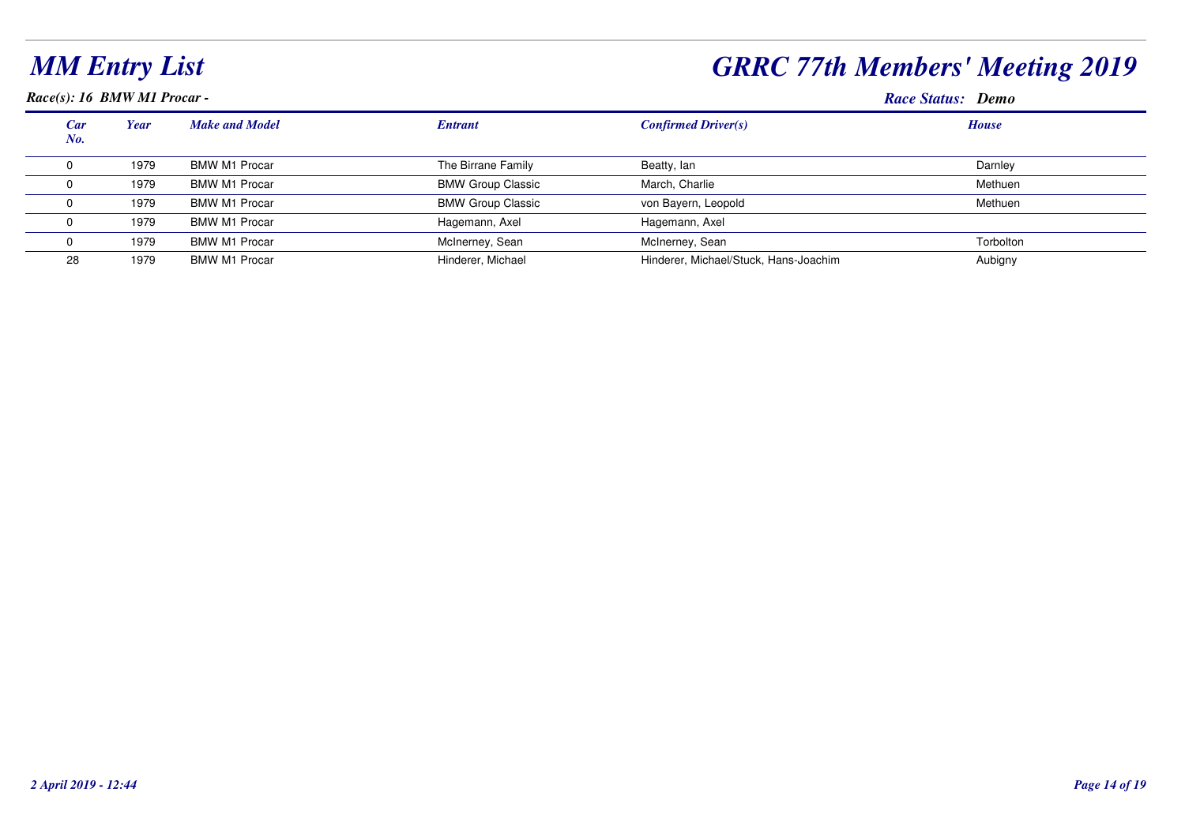# MM Entry List

# GRRC 77th Members' Meeting 2019

***Race(s): 16 BMW M1 Procar -***

***Race Status: Demo***

| Car No. | Year | Make and Model | Entrant | Confirmed Driver(s) | House |
|---|---|---|---|---|---|
| 0 | 1979 | BMW M1 Procar | The Birrane Family | Beatty, Ian | Darnley |
| 0 | 1979 | BMW M1 Procar | BMW Group Classic | March, Charlie | Methuen |
| 0 | 1979 | BMW M1 Procar | BMW Group Classic | von Bayern, Leopold | Methuen |
| 0 | 1979 | BMW M1 Procar | Hagemann, Axel | Hagemann, Axel | |
| 0 | 1979 | BMW M1 Procar | McInerney, Sean | McInerney, Sean | Torbolton |
| 28 | 1979 | BMW M1 Procar | Hinderer, Michael | Hinderer, Michael/Stuck, Hans-Joachim | Aubigny |

*2 April 2019 - 12:44*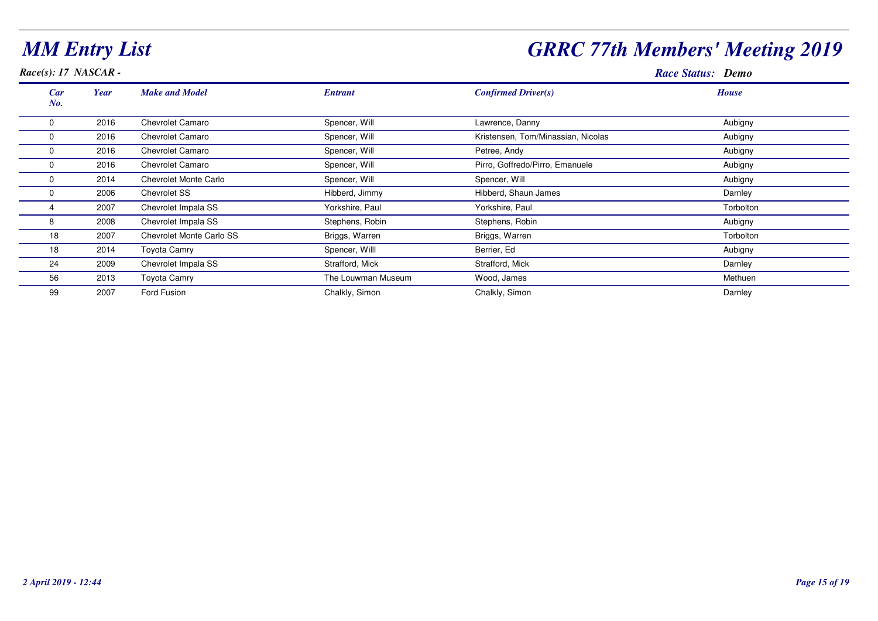# MM Entry List

# GRRC 77th Members' Meeting 2019

*Race(s): 17 NASCAR -*

*Race Status: Demo*

| Car No. | Year | Make and Model | Entrant | Confirmed Driver(s) | House |
|---|---|---|---|---|---|
| 0 | 2016 | Chevrolet Camaro | Spencer, Will | Lawrence, Danny | Aubigny |
| 0 | 2016 | Chevrolet Camaro | Spencer, Will | Kristensen, Tom/Minassian, Nicolas | Aubigny |
| 0 | 2016 | Chevrolet Camaro | Spencer, Will | Petree, Andy | Aubigny |
| 0 | 2016 | Chevrolet Camaro | Spencer, Will | Pirro, Goffredo/Pirro, Emanuele | Aubigny |
| 0 | 2014 | Chevrolet Monte Carlo | Spencer, Will | Spencer, Will | Aubigny |
| 0 | 2006 | Chevrolet SS | Hibberd, Jimmy | Hibberd, Shaun James | Darnley |
| 4 | 2007 | Chevrolet Impala SS | Yorkshire, Paul | Yorkshire, Paul | Torbolton |
| 8 | 2008 | Chevrolet Impala SS | Stephens, Robin | Stephens, Robin | Aubigny |
| 18 | 2007 | Chevrolet Monte Carlo SS | Briggs, Warren | Briggs, Warren | Torbolton |
| 18 | 2014 | Toyota Camry | Spencer, Willl | Berrier, Ed | Aubigny |
| 24 | 2009 | Chevrolet Impala SS | Strafford, Mick | Strafford, Mick | Darnley |
| 56 | 2013 | Toyota Camry | The Louwman Museum | Wood, James | Methuen |
| 99 | 2007 | Ford Fusion | Chalkly, Simon | Chalkly, Simon | Darnley |

*2 April 2019 - 12:44*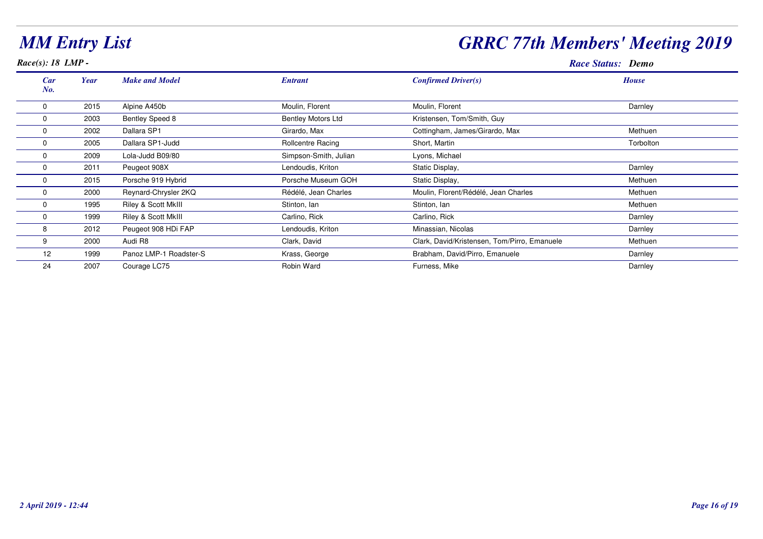# MM Entry List

# GRRC 77th Members' Meeting 2019

*Race(s): 18 LMP -*

*Race Status: Demo*

| Car No. | Year | Make and Model | Entrant | Confirmed Driver(s) | House |
|---|---|---|---|---|---|
| 0 | 2015 | Alpine A450b | Moulin, Florent | Moulin, Florent | Darnley |
| 0 | 2003 | Bentley Speed 8 | Bentley Motors Ltd | Kristensen, Tom/Smith, Guy | |
| 0 | 2002 | Dallara SP1 | Girardo, Max | Cottingham, James/Girardo, Max | Methuen |
| 0 | 2005 | Dallara SP1-Judd | Rollcentre Racing | Short, Martin | Torbolton |
| 0 | 2009 | Lola-Judd B09/80 | Simpson-Smith, Julian | Lyons, Michael | |
| 0 | 2011 | Peugeot 908X | Lendoudis, Kriton | Static Display, | Darnley |
| 0 | 2015 | Porsche 919 Hybrid | Porsche Museum GOH | Static Display, | Methuen |
| 0 | 2000 | Reynard-Chrysler 2KQ | Rédélé, Jean Charles | Moulin, Florent/Rédélé, Jean Charles | Methuen |
| 0 | 1995 | Riley & Scott MkIII | Stinton, Ian | Stinton, Ian | Methuen |
| 0 | 1999 | Riley & Scott MkIII | Carlino, Rick | Carlino, Rick | Darnley |
| 8 | 2012 | Peugeot 908 HDi FAP | Lendoudis, Kriton | Minassian, Nicolas | Darnley |
| 9 | 2000 | Audi R8 | Clark, David | Clark, David/Kristensen, Tom/Pirro, Emanuele | Methuen |
| 12 | 1999 | Panoz LMP-1 Roadster-S | Krass, George | Brabham, David/Pirro, Emanuele | Darnley |
| 24 | 2007 | Courage LC75 | Robin Ward | Furness, Mike | Darnley |

*2 April 2019 - 12:44*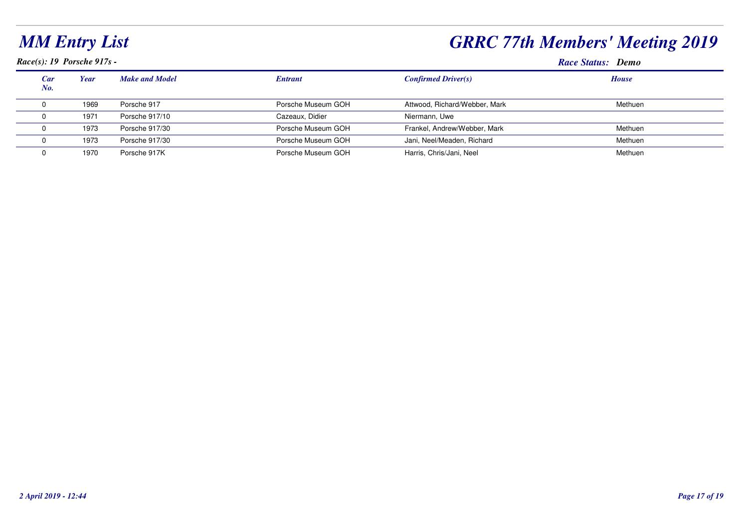# MM Entry List

# GRRC 77th Members' Meeting 2019

*Race(s): 19 Porsche 917s -*

*Race Status: Demo*

| *Car No.* | *Year* | *Make and Model* | *Entrant* | *Confirmed Driver(s)* | *House* |
|---|---|---|---|---|---|
| 0 | 1969 | Porsche 917 | Porsche Museum GOH | Attwood, Richard/Webber, Mark | Methuen |
| 0 | 1971 | Porsche 917/10 | Cazeaux, Didier | Niermann, Uwe | |
| 0 | 1973 | Porsche 917/30 | Porsche Museum GOH | Frankel, Andrew/Webber, Mark | Methuen |
| 0 | 1973 | Porsche 917/30 | Porsche Museum GOH | Jani, Neel/Meaden, Richard | Methuen |
| 0 | 1970 | Porsche 917K | Porsche Museum GOH | Harris, Chris/Jani, Neel | Methuen |

*2 April 2019 - 12:44*